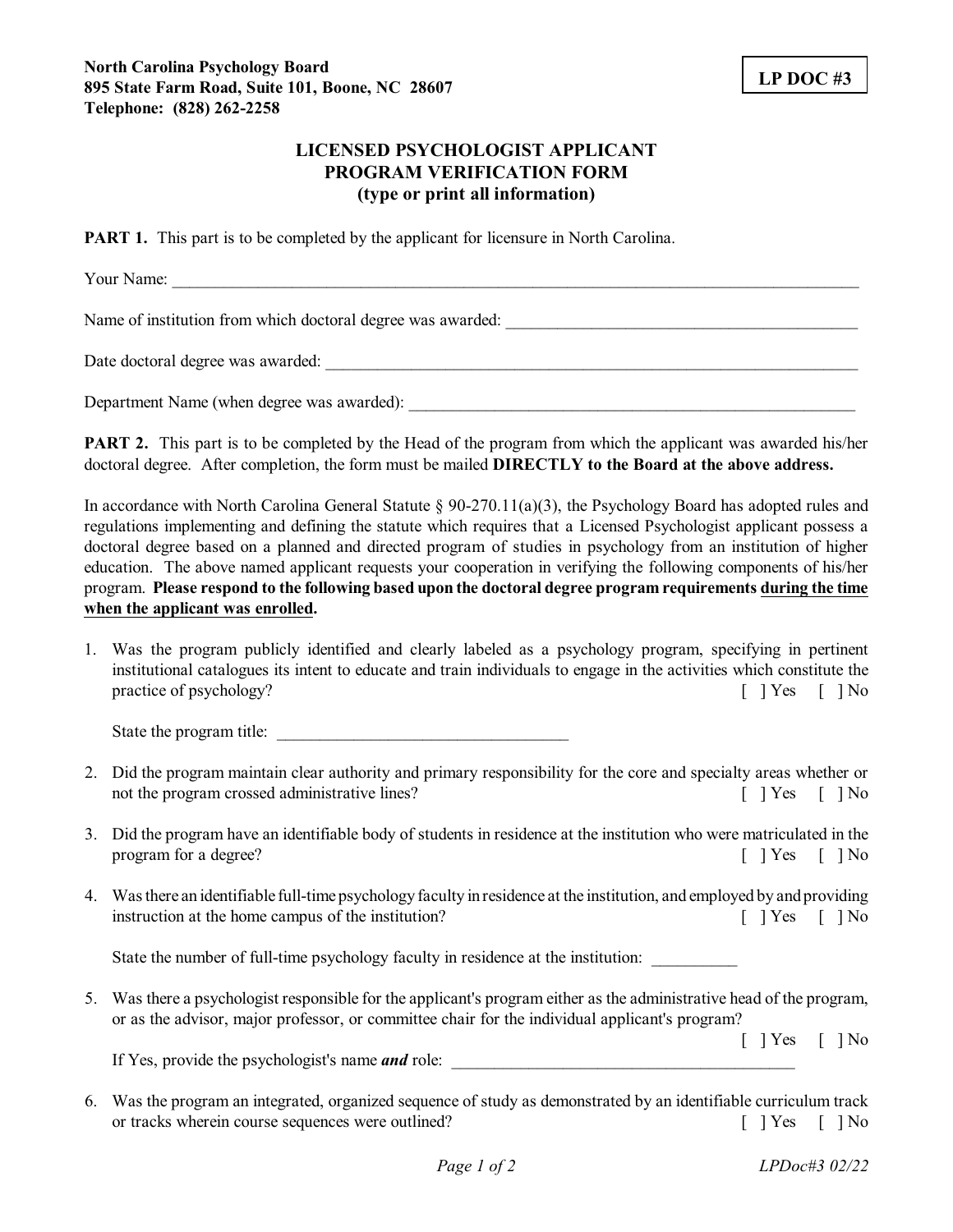**North Carolina Psychology Board**
**895 State Farm Road, Suite 101, Boone, NC 28607**
**Telephone: (828) 262-2258**

**LP DOC #3**

# LICENSED PSYCHOLOGIST APPLICANT PROGRAM VERIFICATION FORM

**(type or print all information)**

**PART 1.** This part is to be completed by the applicant for licensure in North Carolina.

Your Name: ___________________________________________________________________________

Name of institution from which doctoral degree was awarded: ______________________________________

Date doctoral degree was awarded: ____________________________________________________________

Department Name (when degree was awarded): ___________________________________________________

**PART 2.** This part is to be completed by the Head of the program from which the applicant was awarded his/her doctoral degree. After completion, the form must be mailed **DIRECTLY to the Board at the above address.**

In accordance with North Carolina General Statute § 90-270.11(a)(3), the Psychology Board has adopted rules and regulations implementing and defining the statute which requires that a Licensed Psychologist applicant possess a doctoral degree based on a planned and directed program of studies in psychology from an institution of higher education. The above named applicant requests your cooperation in verifying the following components of his/her program. **Please respond to the following based upon the doctoral degree program requirements <u>during the time when the applicant was enrolled</u>.**

1. Was the program publicly identified and clearly labeled as a psychology program, specifying in pertinent institutional catalogues its intent to educate and train individuals to engage in the activities which constitute the practice of psychology? [ ] Yes [ ] No

   State the program title: ___________________________________

2. Did the program maintain clear authority and primary responsibility for the core and specialty areas whether or not the program crossed administrative lines? [ ] Yes [ ] No

3. Did the program have an identifiable body of students in residence at the institution who were matriculated in the program for a degree? [ ] Yes [ ] No

4. Was there an identifiable full-time psychology faculty in residence at the institution, and employed by and providing instruction at the home campus of the institution? [ ] Yes [ ] No

   State the number of full-time psychology faculty in residence at the institution: __________

5. Was there a psychologist responsible for the applicant's program either as the administrative head of the program, or as the advisor, major professor, or committee chair for the individual applicant's program? [ ] Yes [ ] No

   If Yes, provide the psychologist's name ***and*** role: __________________________________________

6. Was the program an integrated, organized sequence of study as demonstrated by an identifiable curriculum track or tracks wherein course sequences were outlined? [ ] Yes [ ] No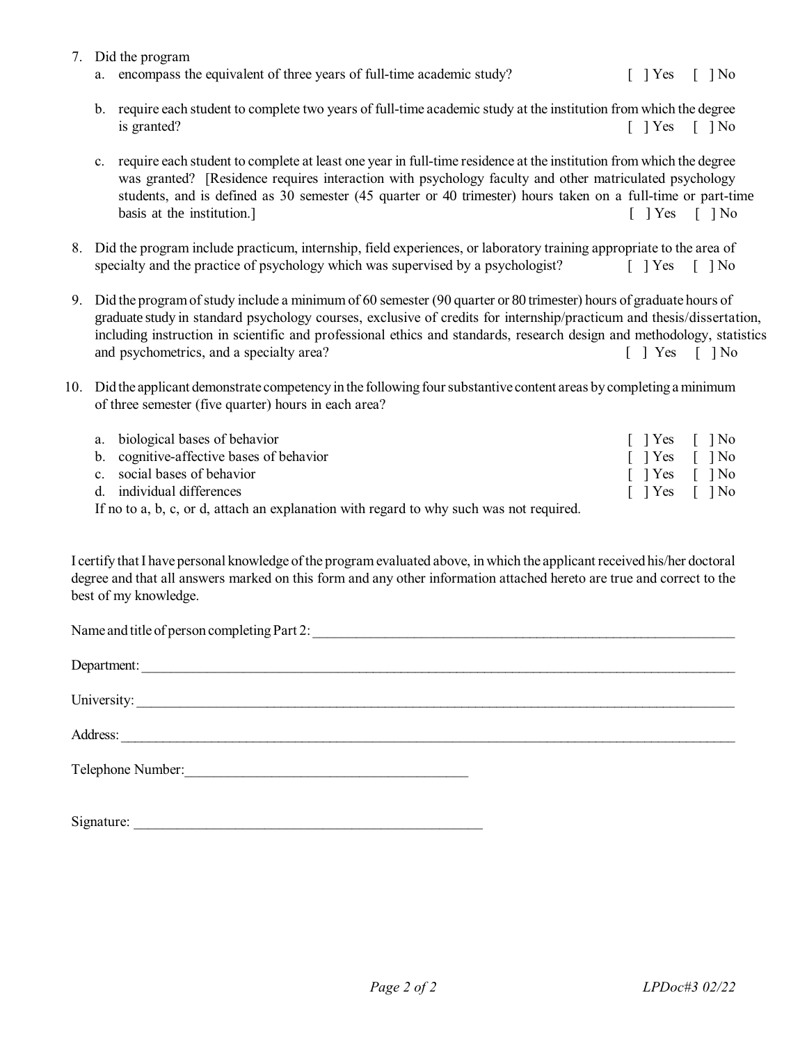7. Did the program
   a. encompass the equivalent of three years of full-time academic study? [ ] Yes [ ] No

   b. require each student to complete two years of full-time academic study at the institution from which the degree is granted? [ ] Yes [ ] No

   c. require each student to complete at least one year in full-time residence at the institution from which the degree was granted? [Residence requires interaction with psychology faculty and other matriculated psychology students, and is defined as 30 semester (45 quarter or 40 trimester) hours taken on a full-time or part-time basis at the institution.] [ ] Yes [ ] No

8. Did the program include practicum, internship, field experiences, or laboratory training appropriate to the area of specialty and the practice of psychology which was supervised by a psychologist? [ ] Yes [ ] No

9. Did the program of study include a minimum of 60 semester (90 quarter or 80 trimester) hours of graduate hours of graduate study in standard psychology courses, exclusive of credits for internship/practicum and thesis/dissertation, including instruction in scientific and professional ethics and standards, research design and methodology, statistics and psychometrics, and a specialty area? [ ] Yes [ ] No

10. Did the applicant demonstrate competency in the following four substantive content areas by completing a minimum of three semester (five quarter) hours in each area?

    a. biological bases of behavior [ ] Yes [ ] No
    b. cognitive-affective bases of behavior [ ] Yes [ ] No
    c. social bases of behavior [ ] Yes [ ] No
    d. individual differences [ ] Yes [ ] No

    If no to a, b, c, or d, attach an explanation with regard to why such was not required.

I certify that I have personal knowledge of the program evaluated above, in which the applicant received his/her doctoral degree and that all answers marked on this form and any other information attached hereto are true and correct to the best of my knowledge.

Name and title of person completing Part 2: ______________________________

Department: ______________________________

University: ______________________________

Address: ______________________________

Telephone Number: ______________________________

Signature: ______________________________

LPDoc#3 02/22